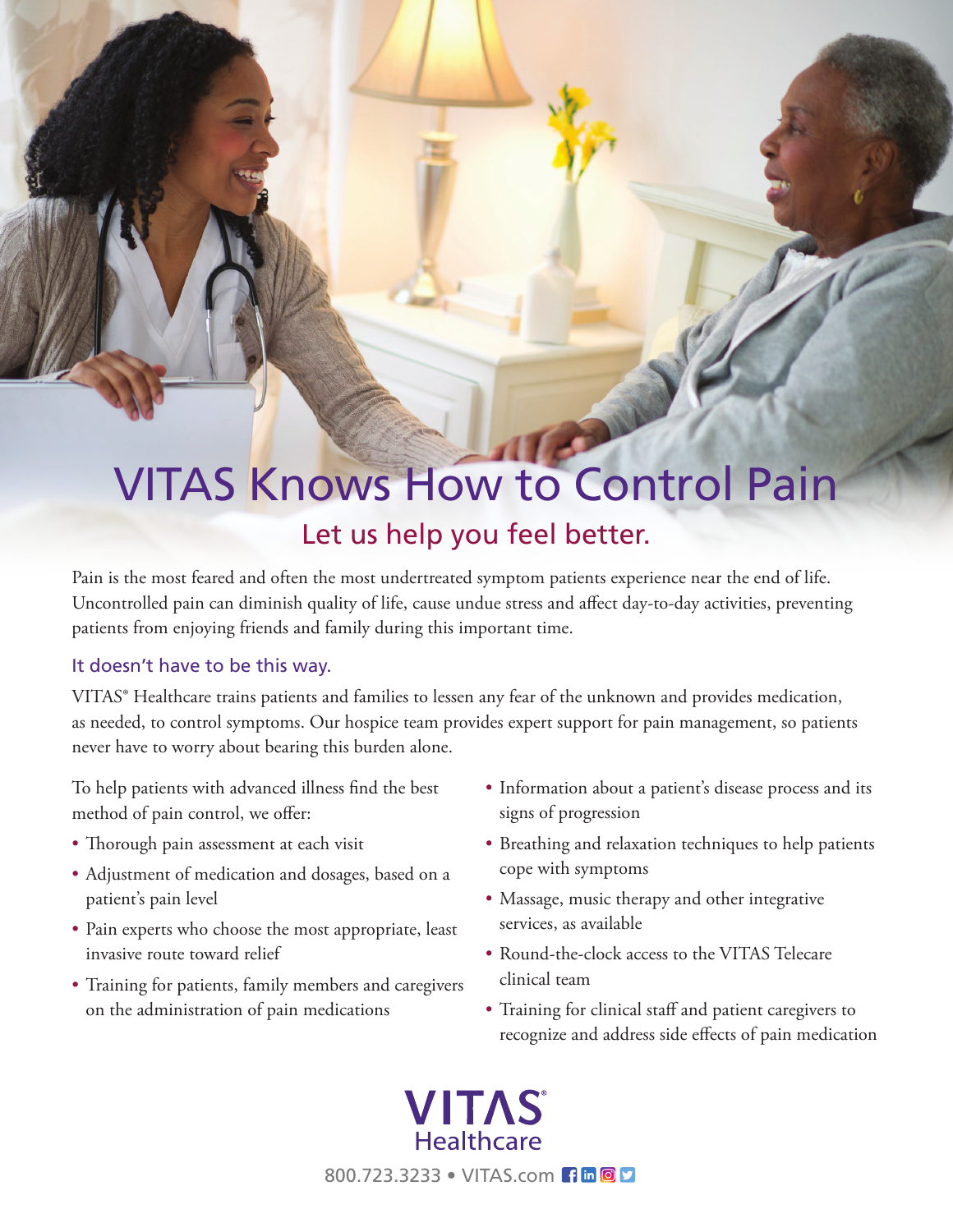# VITAS Knows How to Control Pain

## Let us help you feel better.

Pain is the most feared and often the most undertreated symptom patients experience near the end of life. Uncontrolled pain can diminish quality of life, cause undue stress and affect day-to-day activities, preventing patients from enjoying friends and family during this important time.

### It doesn't have to be this way.

VITAS® Healthcare trains patients and families to lessen any fear of the unknown and provides medication, as needed, to control symptoms. Our hospice team provides expert support for pain management, so patients never have to worry about bearing this burden alone.

To help patients with advanced illness find the best method of pain control, we offer:

- Thorough pain assessment at each visit
- Adjustment of medication and dosages, based on a patient's pain level
- Pain experts who choose the most appropriate, least invasive route toward relief
- Training for patients, family members and caregivers on the administration of pain medications
- Information about a patient's disease process and its signs of progression
- Breathing and relaxation techniques to help patients cope with symptoms
- Massage, music therapy and other integrative services, as available
- Round-the-clock access to the VITAS Telecare clinical team
- Training for clinical staff and patient caregivers to recognize and address side effects of pain medication

VITAS® Healthcare

800.723.3233 • VITAS.com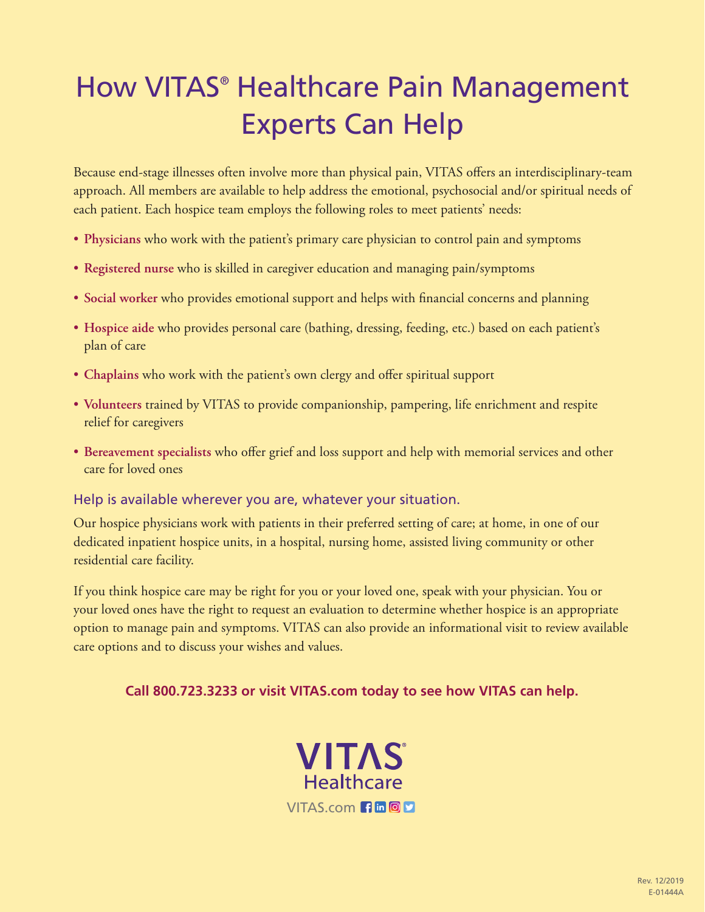# How VITAS® Healthcare Pain Management Experts Can Help

Because end-stage illnesses often involve more than physical pain, VITAS offers an interdisciplinary-team approach. All members are available to help address the emotional, psychosocial and/or spiritual needs of each patient. Each hospice team employs the following roles to meet patients' needs:

- **Physicians** who work with the patient's primary care physician to control pain and symptoms
- **Registered nurse** who is skilled in caregiver education and managing pain/symptoms
- **Social worker** who provides emotional support and helps with financial concerns and planning
- **Hospice aide** who provides personal care (bathing, dressing, feeding, etc.) based on each patient's plan of care
- **Chaplains** who work with the patient's own clergy and offer spiritual support
- **Volunteers** trained by VITAS to provide companionship, pampering, life enrichment and respite relief for caregivers
- **Bereavement specialists** who offer grief and loss support and help with memorial services and other care for loved ones

## Help is available wherever you are, whatever your situation.

Our hospice physicians work with patients in their preferred setting of care; at home, in one of our dedicated inpatient hospice units, in a hospital, nursing home, assisted living community or other residential care facility.

If you think hospice care may be right for you or your loved one, speak with your physician. You or your loved ones have the right to request an evaluation to determine whether hospice is an appropriate option to manage pain and symptoms. VITAS can also provide an informational visit to review available care options and to discuss your wishes and values.

**Call 800.723.3233 or visit VITAS.com today to see how VITAS can help.**

VITAS® Healthcare

VITAS.com

Rev. 12/2019
E-01444A